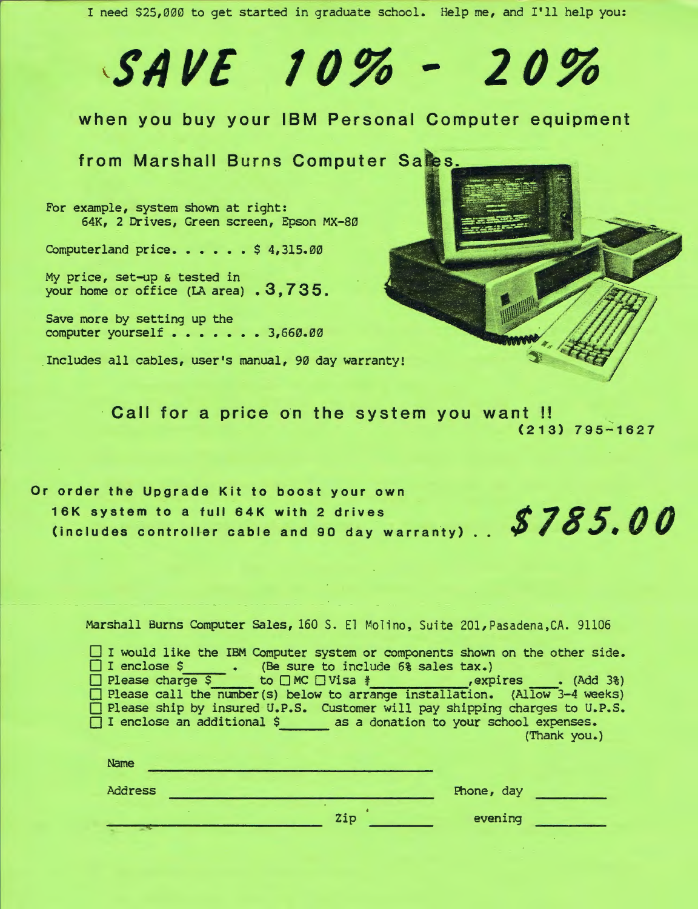I need $25,000 to get started in graduate school. Help me, and I'll help you:

# *SAVE 10% - 20%*

**when you buy your IBM Personal Computer equipment**

**from Marshall Burns Computer Sales.**

For example, system shown at right:
64K, 2 Drives, Green screen, Epson MX-80

Computerland price. . . . . . $ 4,315.00

My price, set-up & tested in your home or office (LA area) . **3,735.**

Save more by setting up the computer yourself . . . . . . . 3,660.00

Includes all cables, user's manual, 90 day warranty!

**Call for a price on the system you want !!**
**(213) 795-1627**

**Or order the Upgrade Kit to boost your own 16K system to a full 64K with 2 drives (includes controller cable and 90 day warranty) . .** ***$785.00***

Marshall Burns Computer Sales, 160 S. El Molino, Suite 201, Pasadena, CA. 91106

- ☐ I would like the IBM Computer system or components shown on the other side.
- ☐ I enclose $_____ . (Be sure to include 6% sales tax.)
- ☐ Please charge $_____ to ☐ MC ☐ Visa #____________, expires ____. (Add 3%)
- ☐ Please call the number(s) below to arrange installation. (Allow 3-4 weeks)
- ☐ Please ship by insured U.P.S. Customer will pay shipping charges to U.P.S.
- ☐ I enclose an additional $______ as a donation to your school expenses. (Thank you.)

Name ______________________________

Address ______________________________ Phone, day ________

______________________ Zip ________ evening ________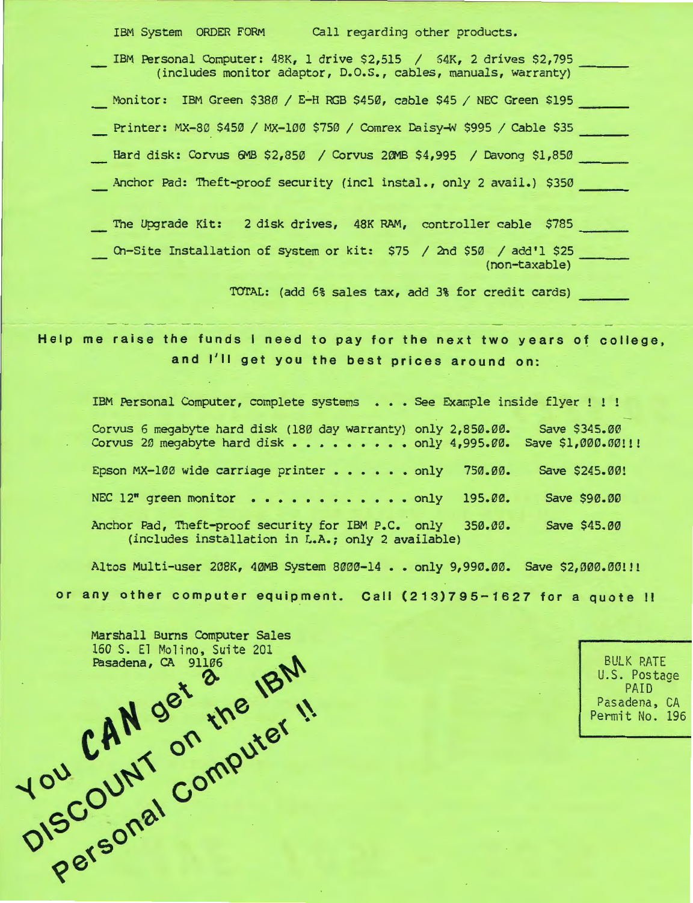IBM System ORDER FORM    Call regarding other products.

- \_ IBM Personal Computer: 48K, 1 drive $2,515 / 64K, 2 drives $2,795 \_\_\_\_\_\_
  (includes monitor adaptor, D.O.S., cables, manuals, warranty)
- \_ Monitor: IBM Green $380 / E-H RGB $450, cable $45 / NEC Green $195 \_\_\_\_\_\_
- \_ Printer: MX-80 $450 / MX-100 $750 / Comrex Daisy-W $995 / Cable $35 \_\_\_\_\_\_
- \_ Hard disk: Corvus 6MB $2,850 / Corvus 20MB $4,995 / Davong $1,850 \_\_\_\_\_\_
- \_ Anchor Pad: Theft-proof security (incl instal., only 2 avail.) $350 \_\_\_\_\_\_
- \_ The Upgrade Kit: 2 disk drives, 48K RAM, controller cable $785 \_\_\_\_\_\_
- \_ On-Site Installation of system or kit: $75 / 2nd $50 / add'l $25 \_\_\_\_\_\_
  (non-taxable)

TOTAL: (add 6% sales tax, add 3% for credit cards) \_\_\_\_\_\_

**Help me raise the funds I need to pay for the next two years of college, and I'll get you the best prices around on:**

IBM Personal Computer, complete systems . . . See Example inside flyer ! ! !

Corvus 6 megabyte hard disk (180 day warranty) only 2,850.00. Save $345.00
Corvus 20 megabyte hard disk . . . . . . . . . only 4,995.00. Save $1,000.00!!!

Epson MX-100 wide carriage printer . . . . . . only 750.00. Save $245.00!

NEC 12" green monitor . . . . . . . . . . . . only 195.00. Save $90.00

Anchor Pad, Theft-proof security for IBM P.C. only 350.00. Save $45.00
(includes installation in L.A.; only 2 available)

Altos Multi-user 208K, 40MB System 8000-14 . . only 9,990.00. Save $2,000.00!!!

**or any other computer equipment. Call (213)795-1627 for a quote !!**

Marshall Burns Computer Sales
160 S. El Molino, Suite 201
Pasadena, CA 91106

BULK RATE
U.S. Postage
PAID
Pasadena, CA
Permit No. 196

**You CAN get a DISCOUNT on the IBM Personal Computer !!**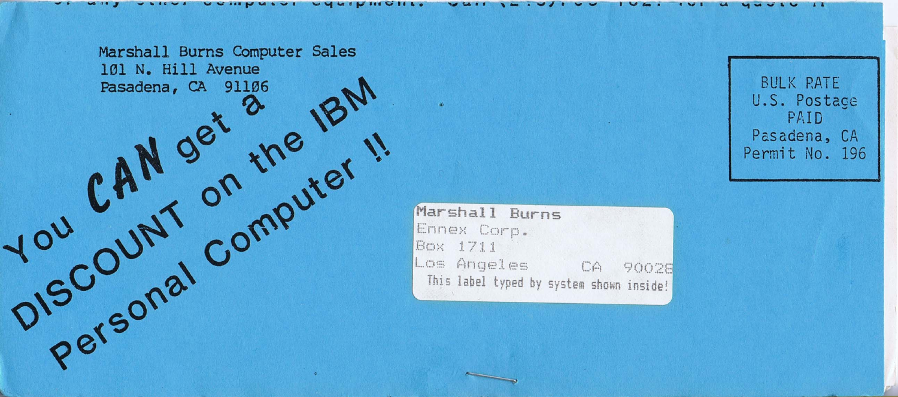Marshall Burns Computer Sales
1Ø1 N. Hill Avenue
Pasadena, CA 911Ø6

You **CAN** get a DISCOUNT on the IBM Personal Computer !!

BULK RATE
U.S. Postage
PAID
Pasadena, CA
Permit No. 196

Marshall Burns
Ennex Corp.
Box 1711
Los Angeles CA 90028
This label typed by system shown inside!